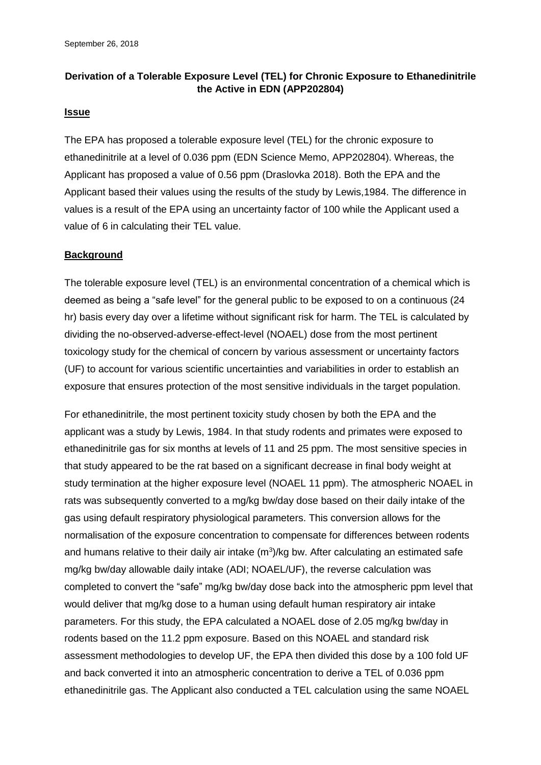September 26, 2018

**Derivation of a Tolerable Exposure Level (TEL) for Chronic Exposure to Ethanedinitrile the Active in EDN (APP202804)**

## Issue

The EPA has proposed a tolerable exposure level (TEL) for the chronic exposure to ethanedinitrile at a level of 0.036 ppm (EDN Science Memo, APP202804). Whereas, the Applicant has proposed a value of 0.56 ppm (Draslovka 2018). Both the EPA and the Applicant based their values using the results of the study by Lewis,1984. The difference in values is a result of the EPA using an uncertainty factor of 100 while the Applicant used a value of 6 in calculating their TEL value.

## Background

The tolerable exposure level (TEL) is an environmental concentration of a chemical which is deemed as being a "safe level" for the general public to be exposed to on a continuous (24 hr) basis every day over a lifetime without significant risk for harm. The TEL is calculated by dividing the no-observed-adverse-effect-level (NOAEL) dose from the most pertinent toxicology study for the chemical of concern by various assessment or uncertainty factors (UF) to account for various scientific uncertainties and variabilities in order to establish an exposure that ensures protection of the most sensitive individuals in the target population.

For ethanedinitrile, the most pertinent toxicity study chosen by both the EPA and the applicant was a study by Lewis, 1984. In that study rodents and primates were exposed to ethanedinitrile gas for six months at levels of 11 and 25 ppm. The most sensitive species in that study appeared to be the rat based on a significant decrease in final body weight at study termination at the higher exposure level (NOAEL 11 ppm). The atmospheric NOAEL in rats was subsequently converted to a mg/kg bw/day dose based on their daily intake of the gas using default respiratory physiological parameters. This conversion allows for the normalisation of the exposure concentration to compensate for differences between rodents and humans relative to their daily air intake ($m^3$)/kg bw. After calculating an estimated safe mg/kg bw/day allowable daily intake (ADI; NOAEL/UF), the reverse calculation was completed to convert the "safe" mg/kg bw/day dose back into the atmospheric ppm level that would deliver that mg/kg dose to a human using default human respiratory air intake parameters. For this study, the EPA calculated a NOAEL dose of 2.05 mg/kg bw/day in rodents based on the 11.2 ppm exposure. Based on this NOAEL and standard risk assessment methodologies to develop UF, the EPA then divided this dose by a 100 fold UF and back converted it into an atmospheric concentration to derive a TEL of 0.036 ppm ethanedinitrile gas. The Applicant also conducted a TEL calculation using the same NOAEL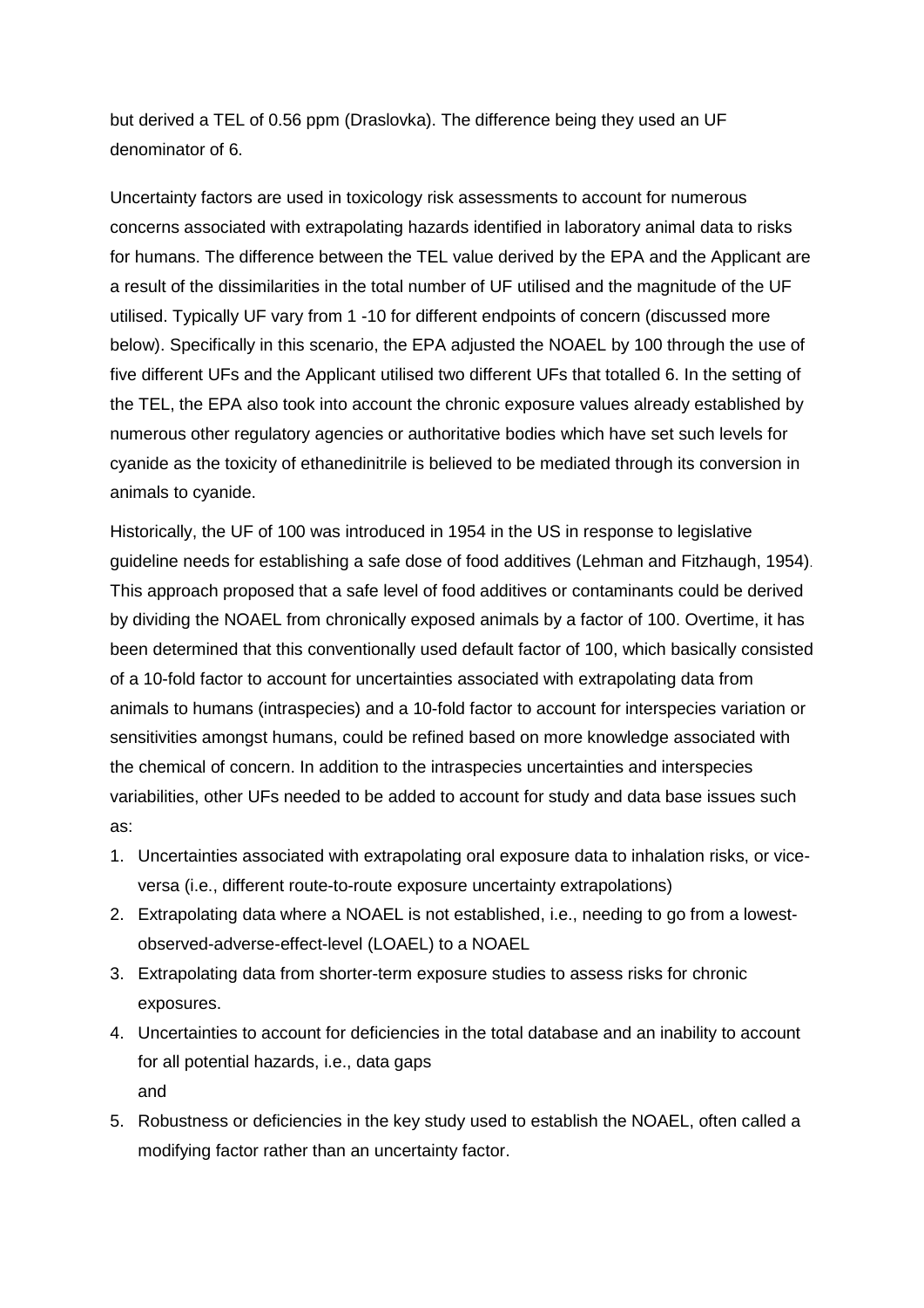but derived a TEL of 0.56 ppm (Draslovka). The difference being they used an UF denominator of 6.

Uncertainty factors are used in toxicology risk assessments to account for numerous concerns associated with extrapolating hazards identified in laboratory animal data to risks for humans. The difference between the TEL value derived by the EPA and the Applicant are a result of the dissimilarities in the total number of UF utilised and the magnitude of the UF utilised. Typically UF vary from 1 -10 for different endpoints of concern (discussed more below). Specifically in this scenario, the EPA adjusted the NOAEL by 100 through the use of five different UFs and the Applicant utilised two different UFs that totalled 6. In the setting of the TEL, the EPA also took into account the chronic exposure values already established by numerous other regulatory agencies or authoritative bodies which have set such levels for cyanide as the toxicity of ethanedinitrile is believed to be mediated through its conversion in animals to cyanide.

Historically, the UF of 100 was introduced in 1954 in the US in response to legislative guideline needs for establishing a safe dose of food additives (Lehman and Fitzhaugh, 1954). This approach proposed that a safe level of food additives or contaminants could be derived by dividing the NOAEL from chronically exposed animals by a factor of 100. Overtime, it has been determined that this conventionally used default factor of 100, which basically consisted of a 10-fold factor to account for uncertainties associated with extrapolating data from animals to humans (intraspecies) and a 10-fold factor to account for interspecies variation or sensitivities amongst humans, could be refined based on more knowledge associated with the chemical of concern. In addition to the intraspecies uncertainties and interspecies variabilities, other UFs needed to be added to account for study and data base issues such as:

1. Uncertainties associated with extrapolating oral exposure data to inhalation risks, or vice-versa (i.e., different route-to-route exposure uncertainty extrapolations)
2. Extrapolating data where a NOAEL is not established, i.e., needing to go from a lowest-observed-adverse-effect-level (LOAEL) to a NOAEL
3. Extrapolating data from shorter-term exposure studies to assess risks for chronic exposures.
4. Uncertainties to account for deficiencies in the total database and an inability to account for all potential hazards, i.e., data gaps
   
   and
5. Robustness or deficiencies in the key study used to establish the NOAEL, often called a modifying factor rather than an uncertainty factor.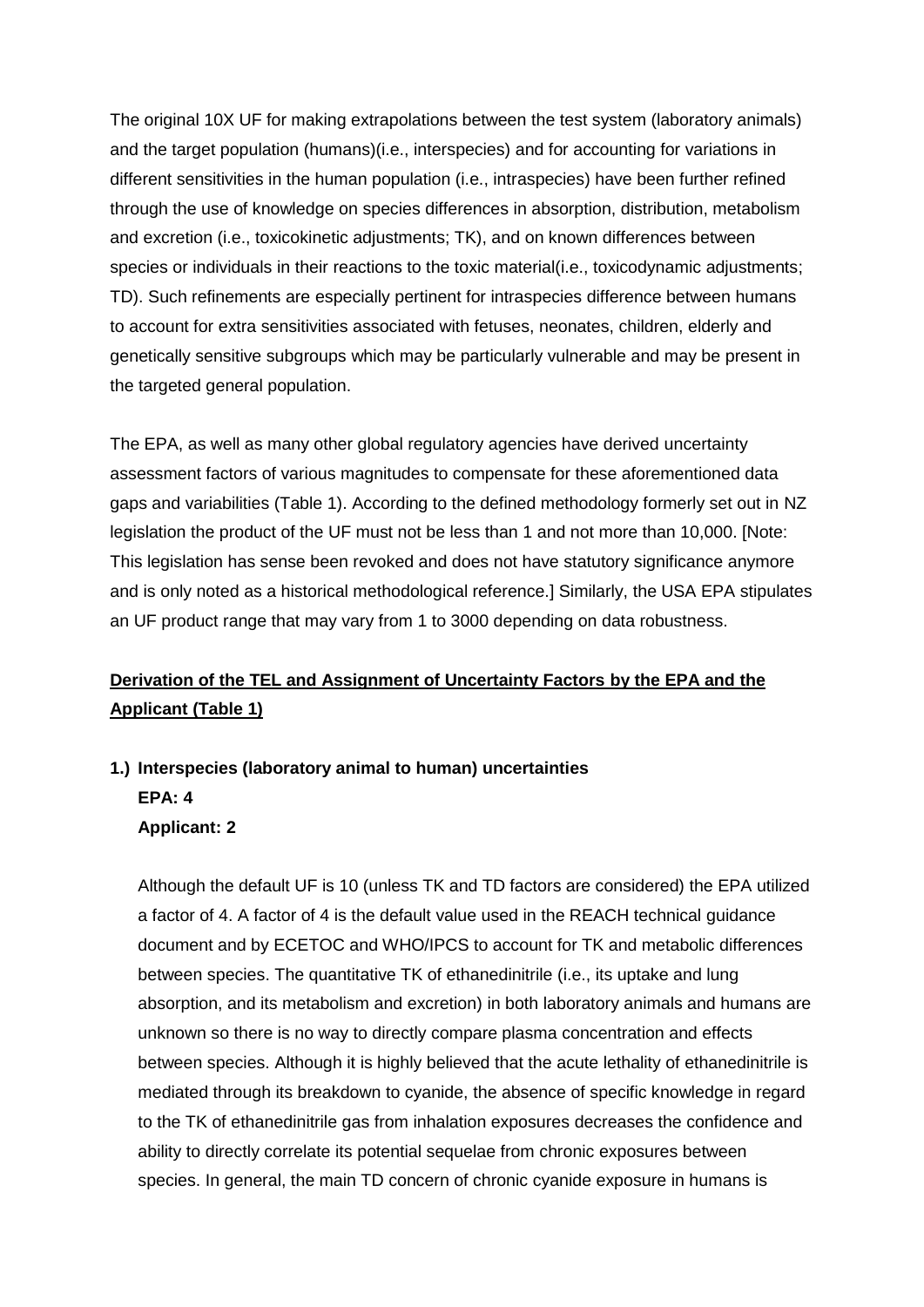The original 10X UF for making extrapolations between the test system (laboratory animals) and the target population (humans)(i.e., interspecies) and for accounting for variations in different sensitivities in the human population (i.e., intraspecies) have been further refined through the use of knowledge on species differences in absorption, distribution, metabolism and excretion (i.e., toxicokinetic adjustments; TK), and on known differences between species or individuals in their reactions to the toxic material(i.e., toxicodynamic adjustments; TD). Such refinements are especially pertinent for intraspecies difference between humans to account for extra sensitivities associated with fetuses, neonates, children, elderly and genetically sensitive subgroups which may be particularly vulnerable and may be present in the targeted general population.

The EPA, as well as many other global regulatory agencies have derived uncertainty assessment factors of various magnitudes to compensate for these aforementioned data gaps and variabilities (Table 1). According to the defined methodology formerly set out in NZ legislation the product of the UF must not be less than 1 and not more than 10,000. [Note: This legislation has sense been revoked and does not have statutory significance anymore and is only noted as a historical methodological reference.] Similarly, the USA EPA stipulates an UF product range that may vary from 1 to 3000 depending on data robustness.

**Derivation of the TEL and Assignment of Uncertainty Factors by the EPA and the Applicant (Table 1)**

1.) **Interspecies (laboratory animal to human) uncertainties**
**EPA: 4**
**Applicant: 2**

Although the default UF is 10 (unless TK and TD factors are considered) the EPA utilized a factor of 4. A factor of 4 is the default value used in the REACH technical guidance document and by ECETOC and WHO/IPCS to account for TK and metabolic differences between species. The quantitative TK of ethanedinitrile (i.e., its uptake and lung absorption, and its metabolism and excretion) in both laboratory animals and humans are unknown so there is no way to directly compare plasma concentration and effects between species. Although it is highly believed that the acute lethality of ethanedinitrile is mediated through its breakdown to cyanide, the absence of specific knowledge in regard to the TK of ethanedinitrile gas from inhalation exposures decreases the confidence and ability to directly correlate its potential sequelae from chronic exposures between species. In general, the main TD concern of chronic cyanide exposure in humans is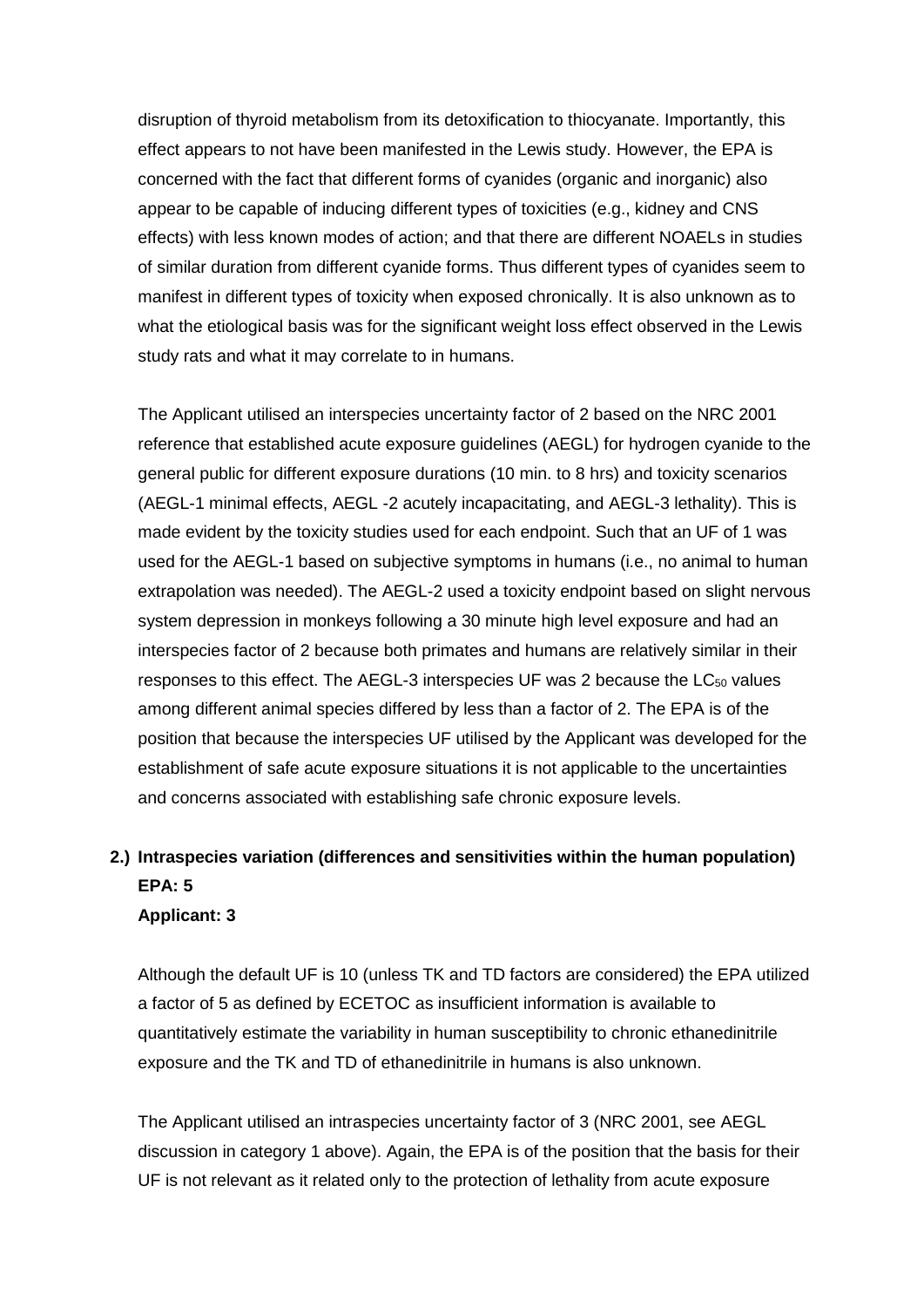disruption of thyroid metabolism from its detoxification to thiocyanate. Importantly, this effect appears to not have been manifested in the Lewis study. However, the EPA is concerned with the fact that different forms of cyanides (organic and inorganic) also appear to be capable of inducing different types of toxicities (e.g., kidney and CNS effects) with less known modes of action; and that there are different NOAELs in studies of similar duration from different cyanide forms. Thus different types of cyanides seem to manifest in different types of toxicity when exposed chronically. It is also unknown as to what the etiological basis was for the significant weight loss effect observed in the Lewis study rats and what it may correlate to in humans.

The Applicant utilised an interspecies uncertainty factor of 2 based on the NRC 2001 reference that established acute exposure guidelines (AEGL) for hydrogen cyanide to the general public for different exposure durations (10 min. to 8 hrs) and toxicity scenarios (AEGL-1 minimal effects, AEGL -2 acutely incapacitating, and AEGL-3 lethality). This is made evident by the toxicity studies used for each endpoint. Such that an UF of 1 was used for the AEGL-1 based on subjective symptoms in humans (i.e., no animal to human extrapolation was needed). The AEGL-2 used a toxicity endpoint based on slight nervous system depression in monkeys following a 30 minute high level exposure and had an interspecies factor of 2 because both primates and humans are relatively similar in their responses to this effect. The AEGL-3 interspecies UF was 2 because the $LC_{50}$ values among different animal species differed by less than a factor of 2. The EPA is of the position that because the interspecies UF utilised by the Applicant was developed for the establishment of safe acute exposure situations it is not applicable to the uncertainties and concerns associated with establishing safe chronic exposure levels.

**2.) Intraspecies variation (differences and sensitivities within the human population)**
**EPA: 5**
**Applicant: 3**

Although the default UF is 10 (unless TK and TD factors are considered) the EPA utilized a factor of 5 as defined by ECETOC as insufficient information is available to quantitatively estimate the variability in human susceptibility to chronic ethanedinitrile exposure and the TK and TD of ethanedinitrile in humans is also unknown.

The Applicant utilised an intraspecies uncertainty factor of 3 (NRC 2001, see AEGL discussion in category 1 above). Again, the EPA is of the position that the basis for their UF is not relevant as it related only to the protection of lethality from acute exposure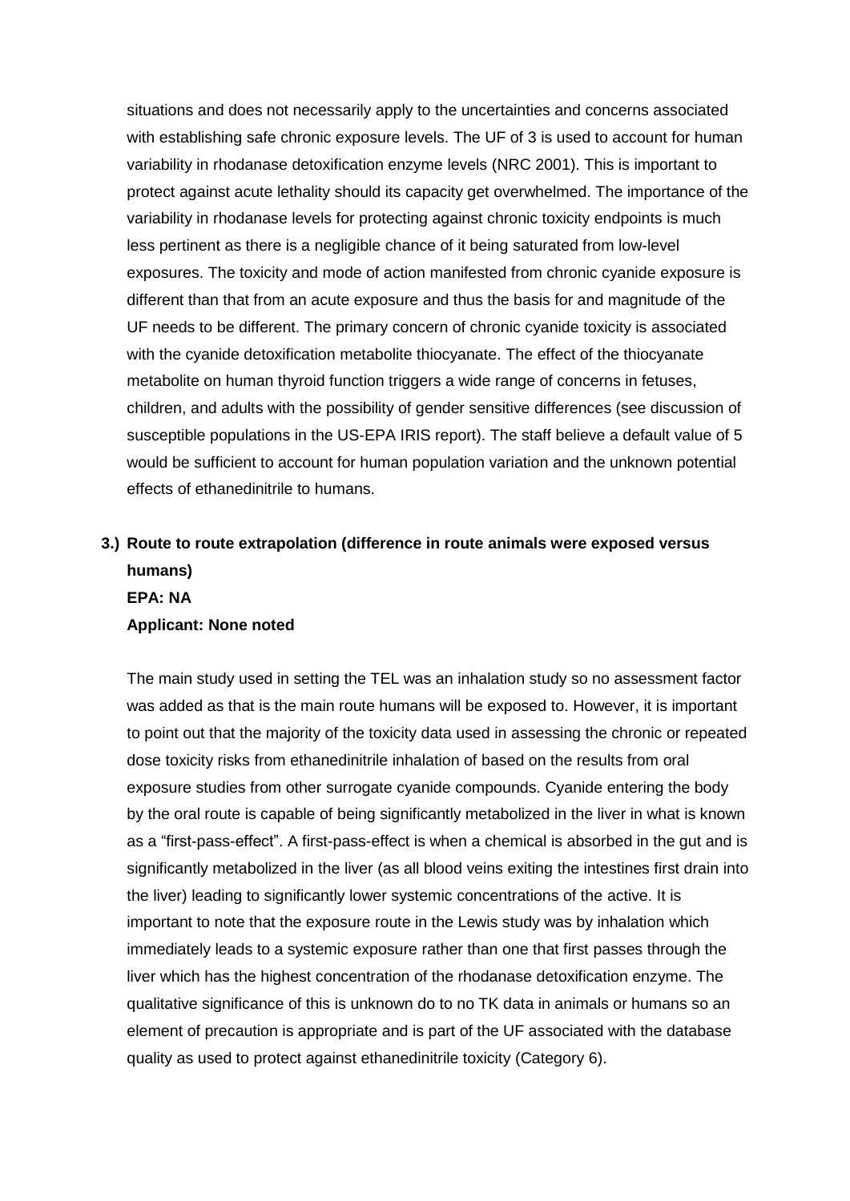situations and does not necessarily apply to the uncertainties and concerns associated with establishing safe chronic exposure levels. The UF of 3 is used to account for human variability in rhodanase detoxification enzyme levels (NRC 2001). This is important to protect against acute lethality should its capacity get overwhelmed. The importance of the variability in rhodanase levels for protecting against chronic toxicity endpoints is much less pertinent as there is a negligible chance of it being saturated from low-level exposures. The toxicity and mode of action manifested from chronic cyanide exposure is different than that from an acute exposure and thus the basis for and magnitude of the UF needs to be different. The primary concern of chronic cyanide toxicity is associated with the cyanide detoxification metabolite thiocyanate. The effect of the thiocyanate metabolite on human thyroid function triggers a wide range of concerns in fetuses, children, and adults with the possibility of gender sensitive differences (see discussion of susceptible populations in the US-EPA IRIS report). The staff believe a default value of 5 would be sufficient to account for human population variation and the unknown potential effects of ethanedinitrile to humans.

**3.) Route to route extrapolation (difference in route animals were exposed versus humans)**
**EPA: NA**
**Applicant: None noted**

The main study used in setting the TEL was an inhalation study so no assessment factor was added as that is the main route humans will be exposed to. However, it is important to point out that the majority of the toxicity data used in assessing the chronic or repeated dose toxicity risks from ethanedinitrile inhalation of based on the results from oral exposure studies from other surrogate cyanide compounds. Cyanide entering the body by the oral route is capable of being significantly metabolized in the liver in what is known as a "first-pass-effect". A first-pass-effect is when a chemical is absorbed in the gut and is significantly metabolized in the liver (as all blood veins exiting the intestines first drain into the liver) leading to significantly lower systemic concentrations of the active. It is important to note that the exposure route in the Lewis study was by inhalation which immediately leads to a systemic exposure rather than one that first passes through the liver which has the highest concentration of the rhodanase detoxification enzyme. The qualitative significance of this is unknown do to no TK data in animals or humans so an element of precaution is appropriate and is part of the UF associated with the database quality as used to protect against ethanedinitrile toxicity (Category 6).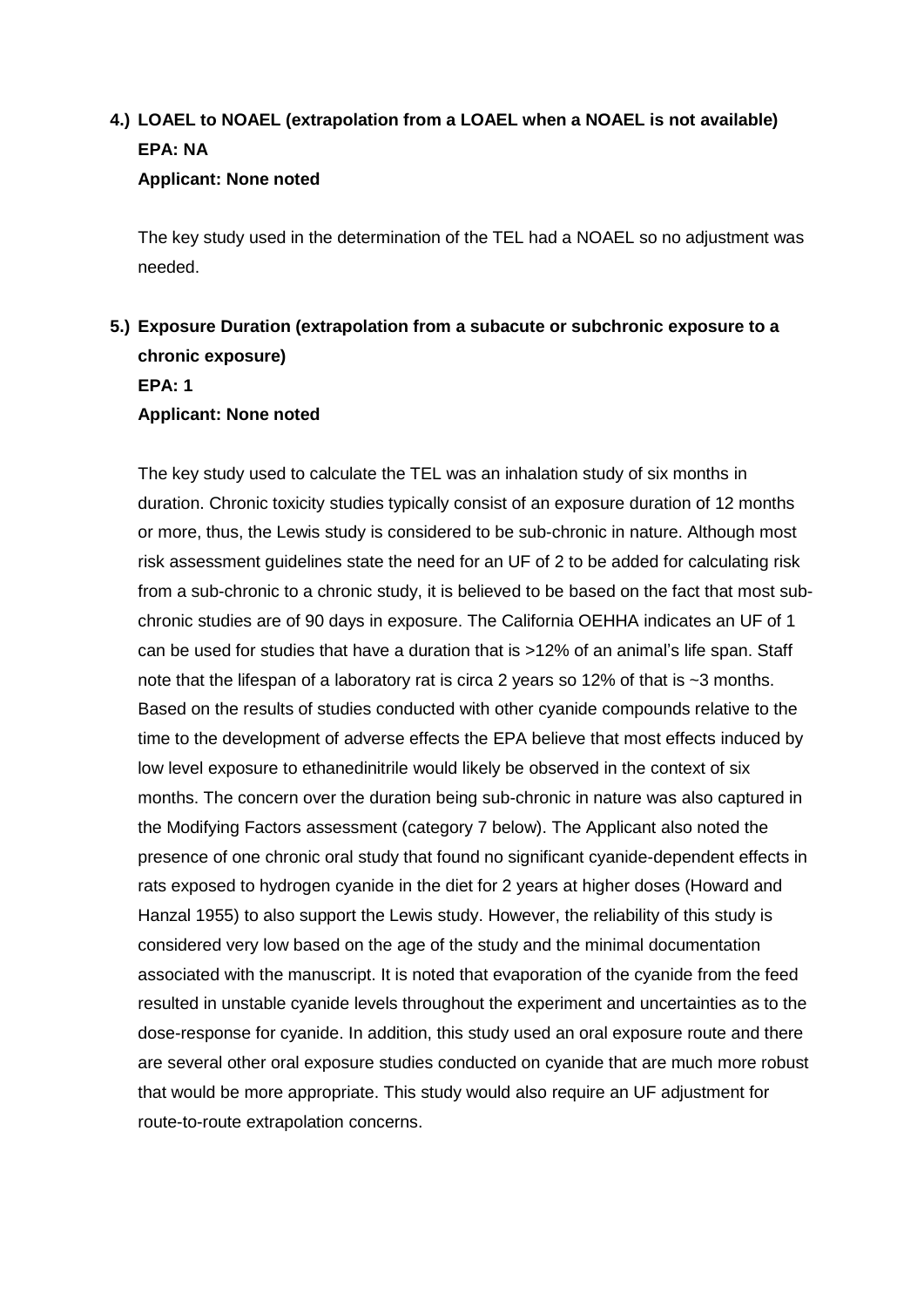**4.) LOAEL to NOAEL (extrapolation from a LOAEL when a NOAEL is not available)**
**EPA: NA**
**Applicant: None noted**

The key study used in the determination of the TEL had a NOAEL so no adjustment was needed.

**5.) Exposure Duration (extrapolation from a subacute or subchronic exposure to a chronic exposure)**
**EPA: 1**
**Applicant: None noted**

The key study used to calculate the TEL was an inhalation study of six months in duration. Chronic toxicity studies typically consist of an exposure duration of 12 months or more, thus, the Lewis study is considered to be sub-chronic in nature. Although most risk assessment guidelines state the need for an UF of 2 to be added for calculating risk from a sub-chronic to a chronic study, it is believed to be based on the fact that most sub-chronic studies are of 90 days in exposure. The California OEHHA indicates an UF of 1 can be used for studies that have a duration that is >12% of an animal's life span. Staff note that the lifespan of a laboratory rat is circa 2 years so 12% of that is ~3 months. Based on the results of studies conducted with other cyanide compounds relative to the time to the development of adverse effects the EPA believe that most effects induced by low level exposure to ethanedinitrile would likely be observed in the context of six months. The concern over the duration being sub-chronic in nature was also captured in the Modifying Factors assessment (category 7 below). The Applicant also noted the presence of one chronic oral study that found no significant cyanide-dependent effects in rats exposed to hydrogen cyanide in the diet for 2 years at higher doses (Howard and Hanzal 1955) to also support the Lewis study. However, the reliability of this study is considered very low based on the age of the study and the minimal documentation associated with the manuscript. It is noted that evaporation of the cyanide from the feed resulted in unstable cyanide levels throughout the experiment and uncertainties as to the dose-response for cyanide. In addition, this study used an oral exposure route and there are several other oral exposure studies conducted on cyanide that are much more robust that would be more appropriate. This study would also require an UF adjustment for route-to-route extrapolation concerns.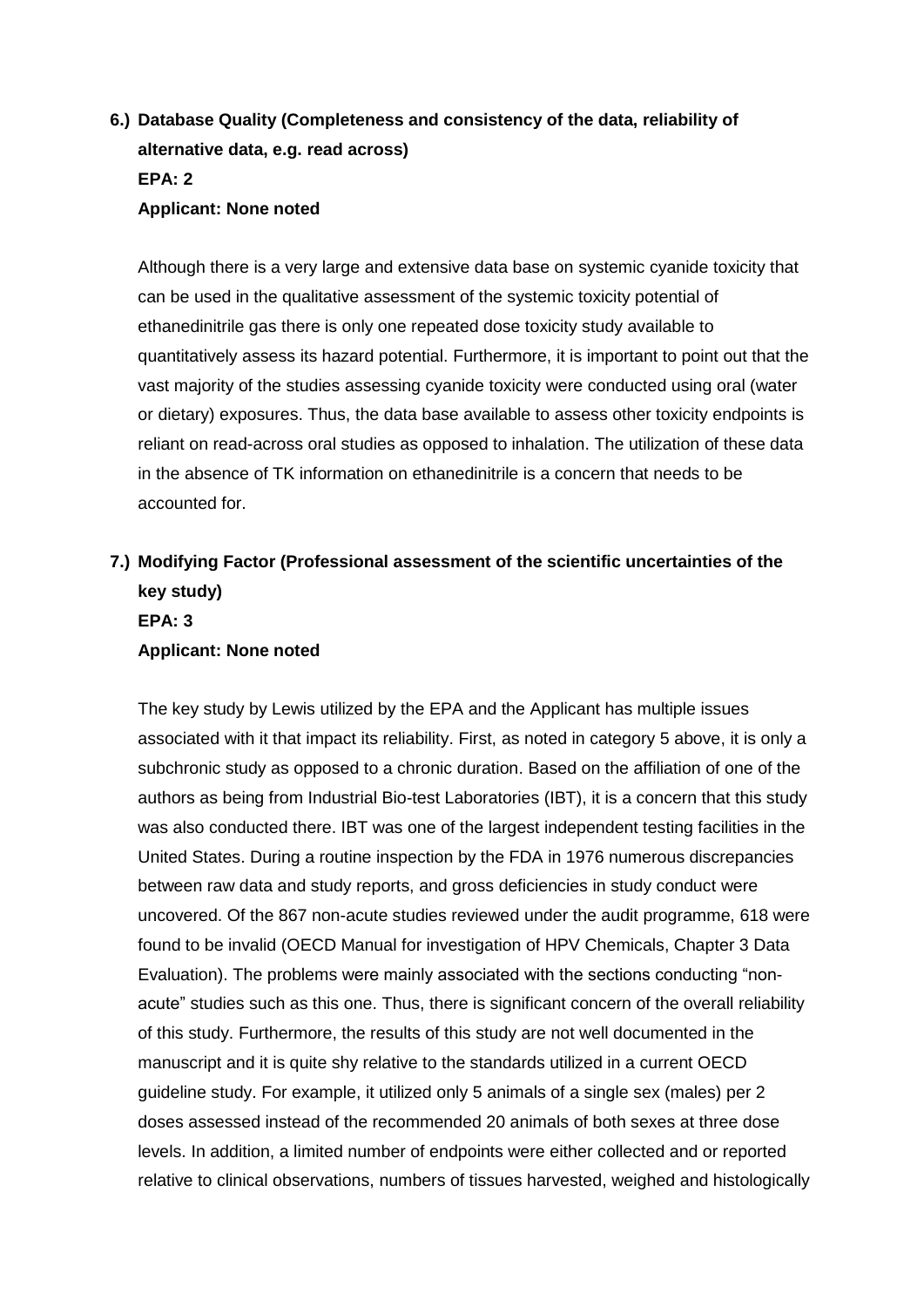6.) **Database Quality (Completeness and consistency of the data, reliability of alternative data, e.g. read across)**
**EPA: 2**
**Applicant: None noted**

Although there is a very large and extensive data base on systemic cyanide toxicity that can be used in the qualitative assessment of the systemic toxicity potential of ethanedinitrile gas there is only one repeated dose toxicity study available to quantitatively assess its hazard potential. Furthermore, it is important to point out that the vast majority of the studies assessing cyanide toxicity were conducted using oral (water or dietary) exposures. Thus, the data base available to assess other toxicity endpoints is reliant on read-across oral studies as opposed to inhalation. The utilization of these data in the absence of TK information on ethanedinitrile is a concern that needs to be accounted for.

7.) **Modifying Factor (Professional assessment of the scientific uncertainties of the key study)**
**EPA: 3**
**Applicant: None noted**

The key study by Lewis utilized by the EPA and the Applicant has multiple issues associated with it that impact its reliability. First, as noted in category 5 above, it is only a subchronic study as opposed to a chronic duration. Based on the affiliation of one of the authors as being from Industrial Bio-test Laboratories (IBT), it is a concern that this study was also conducted there. IBT was one of the largest independent testing facilities in the United States. During a routine inspection by the FDA in 1976 numerous discrepancies between raw data and study reports, and gross deficiencies in study conduct were uncovered. Of the 867 non-acute studies reviewed under the audit programme, 618 were found to be invalid (OECD Manual for investigation of HPV Chemicals, Chapter 3 Data Evaluation). The problems were mainly associated with the sections conducting "non-acute" studies such as this one. Thus, there is significant concern of the overall reliability of this study. Furthermore, the results of this study are not well documented in the manuscript and it is quite shy relative to the standards utilized in a current OECD guideline study. For example, it utilized only 5 animals of a single sex (males) per 2 doses assessed instead of the recommended 20 animals of both sexes at three dose levels. In addition, a limited number of endpoints were either collected and or reported relative to clinical observations, numbers of tissues harvested, weighed and histologically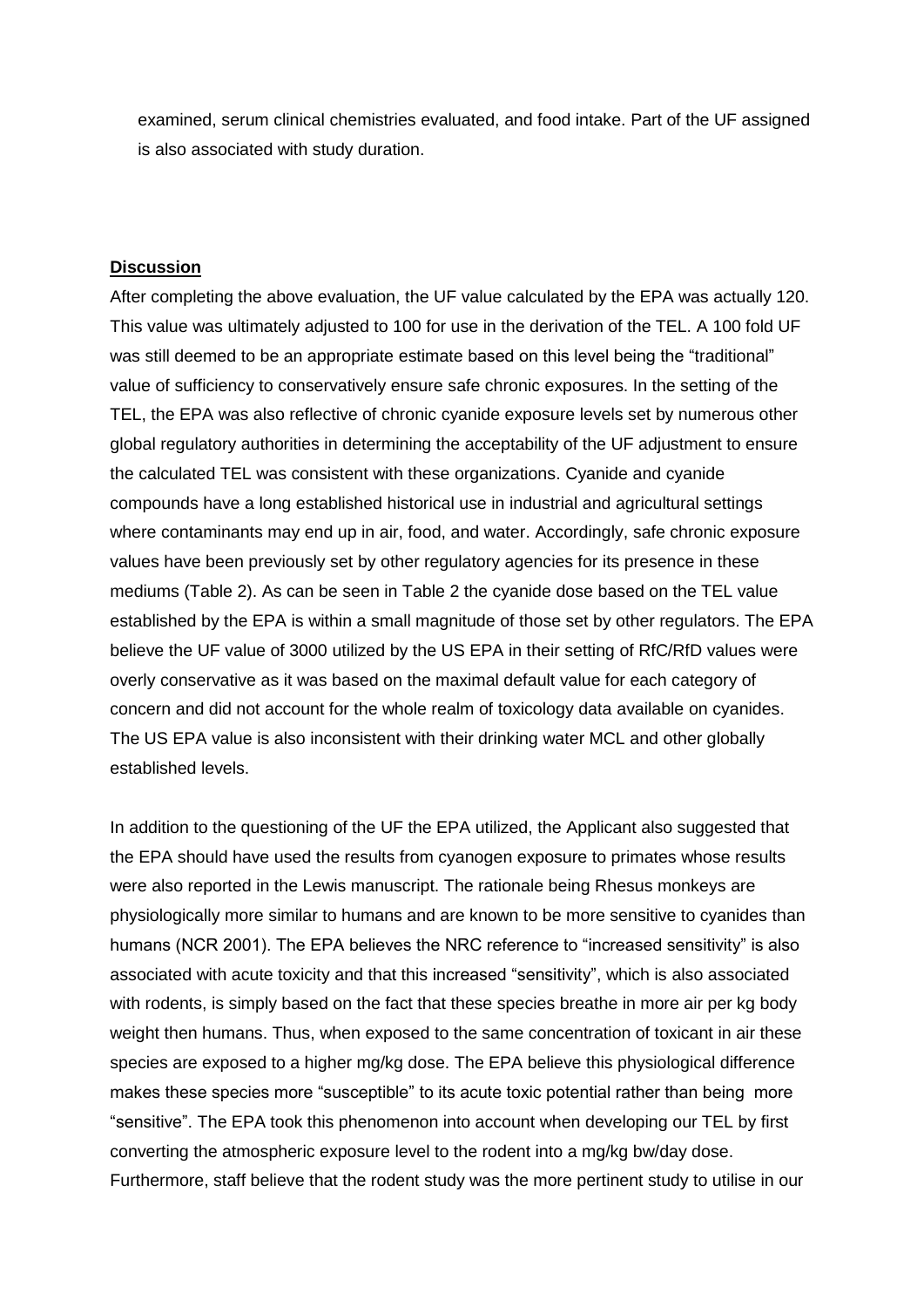examined, serum clinical chemistries evaluated, and food intake. Part of the UF assigned is also associated with study duration.

**Discussion**

After completing the above evaluation, the UF value calculated by the EPA was actually 120. This value was ultimately adjusted to 100 for use in the derivation of the TEL. A 100 fold UF was still deemed to be an appropriate estimate based on this level being the "traditional" value of sufficiency to conservatively ensure safe chronic exposures. In the setting of the TEL, the EPA was also reflective of chronic cyanide exposure levels set by numerous other global regulatory authorities in determining the acceptability of the UF adjustment to ensure the calculated TEL was consistent with these organizations. Cyanide and cyanide compounds have a long established historical use in industrial and agricultural settings where contaminants may end up in air, food, and water. Accordingly, safe chronic exposure values have been previously set by other regulatory agencies for its presence in these mediums (Table 2). As can be seen in Table 2 the cyanide dose based on the TEL value established by the EPA is within a small magnitude of those set by other regulators. The EPA believe the UF value of 3000 utilized by the US EPA in their setting of RfC/RfD values were overly conservative as it was based on the maximal default value for each category of concern and did not account for the whole realm of toxicology data available on cyanides. The US EPA value is also inconsistent with their drinking water MCL and other globally established levels.

In addition to the questioning of the UF the EPA utilized, the Applicant also suggested that the EPA should have used the results from cyanogen exposure to primates whose results were also reported in the Lewis manuscript. The rationale being Rhesus monkeys are physiologically more similar to humans and are known to be more sensitive to cyanides than humans (NCR 2001). The EPA believes the NRC reference to "increased sensitivity" is also associated with acute toxicity and that this increased "sensitivity", which is also associated with rodents, is simply based on the fact that these species breathe in more air per kg body weight then humans. Thus, when exposed to the same concentration of toxicant in air these species are exposed to a higher mg/kg dose. The EPA believe this physiological difference makes these species more "susceptible" to its acute toxic potential rather than being more "sensitive". The EPA took this phenomenon into account when developing our TEL by first converting the atmospheric exposure level to the rodent into a mg/kg bw/day dose. Furthermore, staff believe that the rodent study was the more pertinent study to utilise in our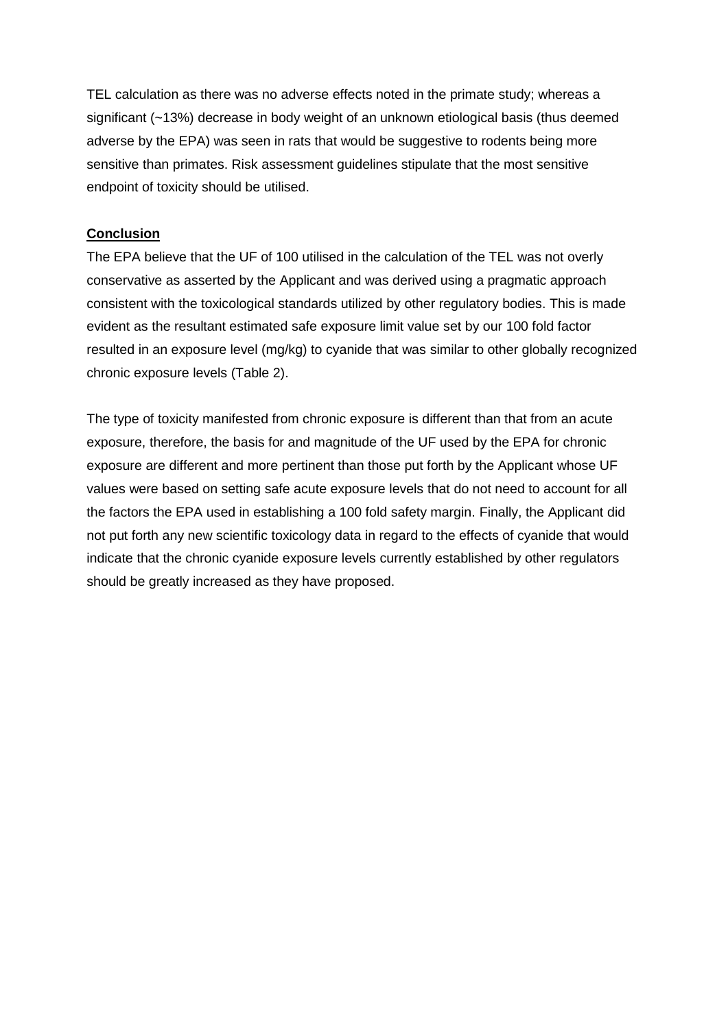TEL calculation as there was no adverse effects noted in the primate study; whereas a significant (~13%) decrease in body weight of an unknown etiological basis (thus deemed adverse by the EPA) was seen in rats that would be suggestive to rodents being more sensitive than primates. Risk assessment guidelines stipulate that the most sensitive endpoint of toxicity should be utilised.

## Conclusion

The EPA believe that the UF of 100 utilised in the calculation of the TEL was not overly conservative as asserted by the Applicant and was derived using a pragmatic approach consistent with the toxicological standards utilized by other regulatory bodies. This is made evident as the resultant estimated safe exposure limit value set by our 100 fold factor resulted in an exposure level (mg/kg) to cyanide that was similar to other globally recognized chronic exposure levels (Table 2).

The type of toxicity manifested from chronic exposure is different than that from an acute exposure, therefore, the basis for and magnitude of the UF used by the EPA for chronic exposure are different and more pertinent than those put forth by the Applicant whose UF values were based on setting safe acute exposure levels that do not need to account for all the factors the EPA used in establishing a 100 fold safety margin. Finally, the Applicant did not put forth any new scientific toxicology data in regard to the effects of cyanide that would indicate that the chronic cyanide exposure levels currently established by other regulators should be greatly increased as they have proposed.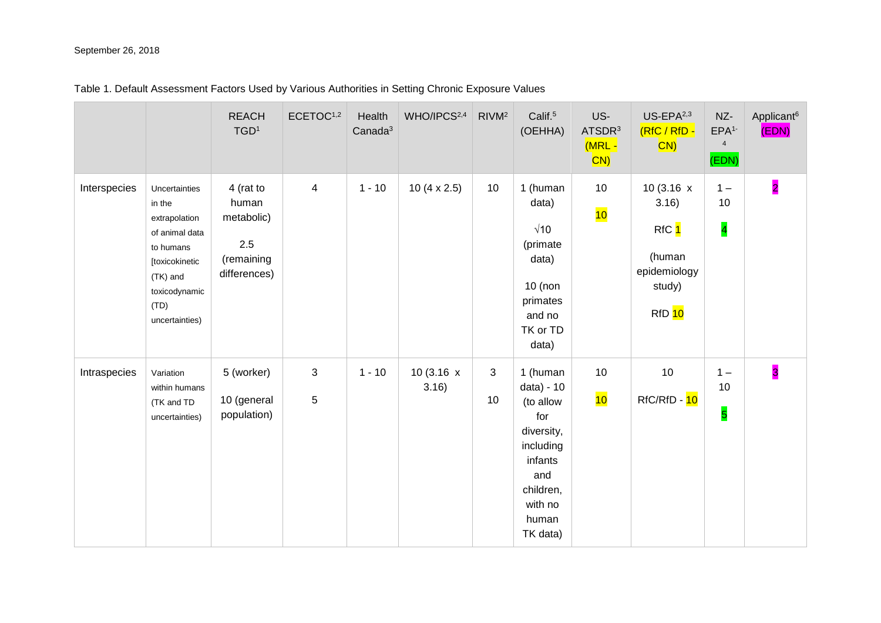September 26, 2018

Table 1. Default Assessment Factors Used by Various Authorities in Setting Chronic Exposure Values

| | | REACH TGD[1] | ECETOC[1,2] | Health Canada[3] | WHO/IPCS[2,4] | RIVM[2] | Calif.[5] (OEHHA) | US-ATSDR[3] (MRL - CN) | US-EPA[2,3] (RfC / RfD - CN) | NZ-EPA[1-4] (EDN) | Applicant[6] (EDN) |
|---|---|---|---|---|---|---|---|---|---|---|---|
| Interspecies | Uncertainties in the extrapolation of animal data to humans [toxicokinetic (TK) and toxicodynamic (TD) uncertainties) | 4 (rat to human metabolic) 2.5 (remaining differences) | 4 | 1 - 10 | 10 (4 x 2.5) | 10 | 1 (human data) √10 (primate data) 10 (non primates and no TK or TD data) | 10 10 | 10 (3.16 x 3.16) RfC 1 (human epidemiology study) RfD 10 | 1 – 10 4 | 2 |
| Intraspecies | Variation within humans (TK and TD uncertainties) | 5 (worker) 10 (general population) | 3 5 | 1 - 10 | 10 (3.16 x 3.16) | 3 10 | 1 (human data) - 10 (to allow for diversity, including infants and children, with no human TK data) | 10 10 | 10 RfC/RfD - 10 | 1 – 10 5 | 3 |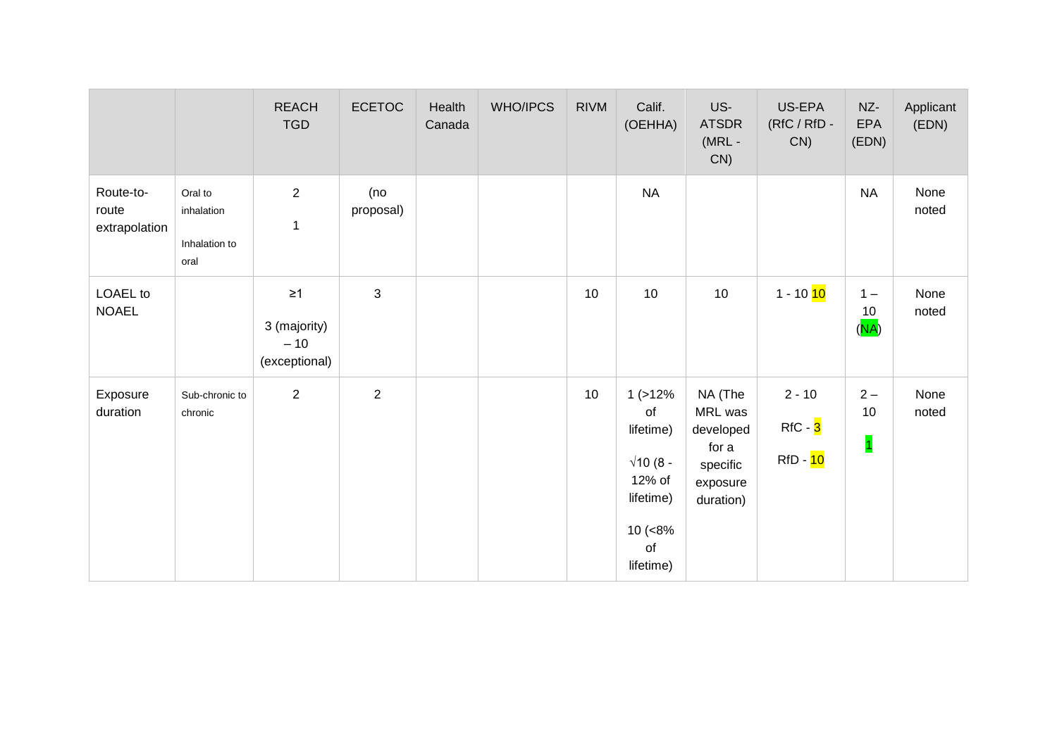| | | REACH TGD | ECETOC | Health Canada | WHO/IPCS | RIVM | Calif. (OEHHA) | US-ATSDR (MRL - CN) | US-EPA (RfC / RfD - CN) | NZ-EPA (EDN) | Applicant (EDN) |
|---|---|---|---|---|---|---|---|---|---|---|---|
| Route-to-route extrapolation | Oral to inhalation<br><br>Inhalation to oral | 2<br><br>1 | (no proposal) | | | | NA | | | NA | None noted |
| LOAEL to NOAEL | | ≥1<br><br>3 (majority) – 10 (exceptional) | 3 | | | 10 | 10 | 10 | 1 - 10 10 | 1 – 10 (NA) | None noted |
| Exposure duration | Sub-chronic to chronic | 2 | 2 | | | 10 | 1 (>12% of lifetime)<br><br>√10 (8 - 12% of lifetime)<br><br>10 (<8% of lifetime) | NA (The MRL was developed for a specific exposure duration) | 2 - 10<br><br>RfC - 3<br><br>RfD - 10 | 2 – 10<br><br>1 | None noted |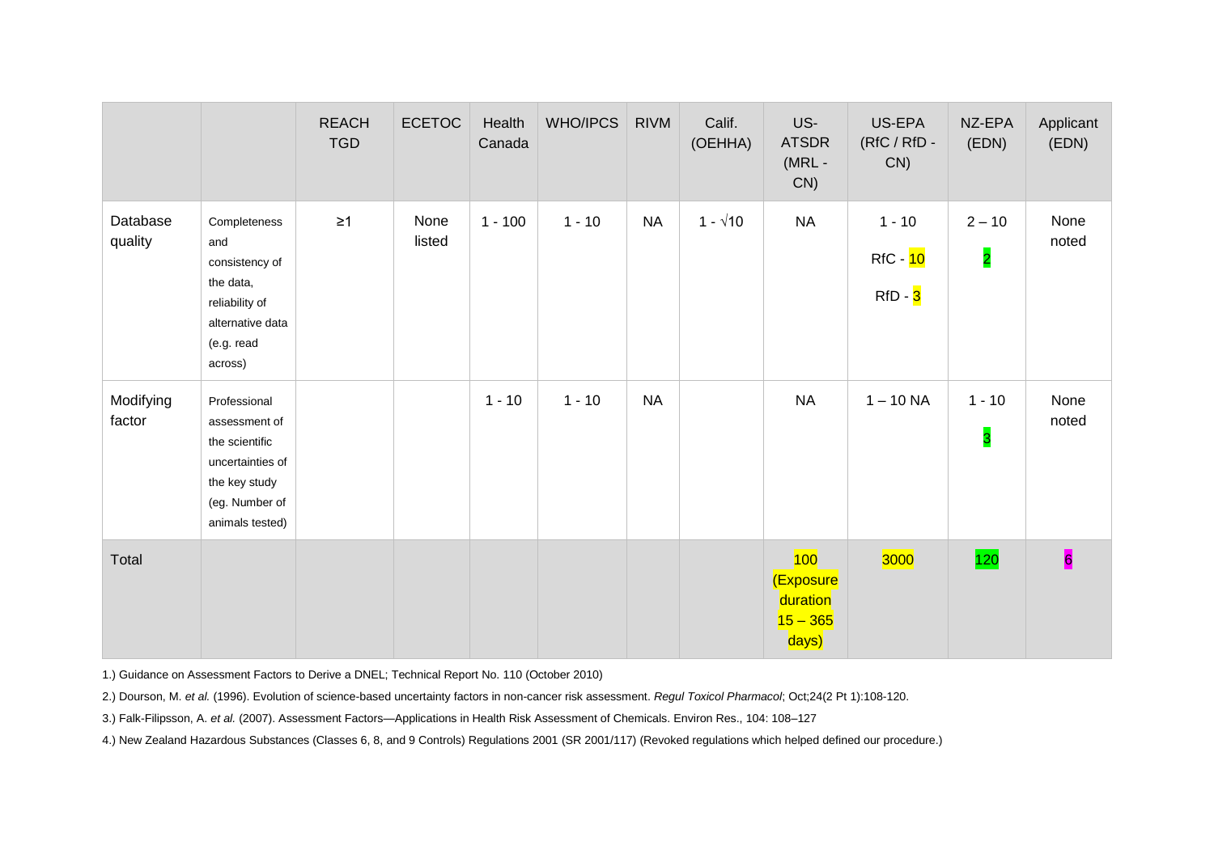| | | REACH TGD | ECETOC | Health Canada | WHO/IPCS | RIVM | Calif. (OEHHA) | US-ATSDR (MRL - CN) | US-EPA (RfC / RfD - CN) | NZ-EPA (EDN) | Applicant (EDN) |
|---|---|---|---|---|---|---|---|---|---|---|---|
| Database quality | Completeness and consistency of the data, reliability of alternative data (e.g. read across) | ≥1 | None listed | 1 - 100 | 1 - 10 | NA | 1 - √10 | NA | 1 - 10<br>RfC - 10<br>RfD - 3 | 2 – 10<br>2 | None noted |
| Modifying factor | Professional assessment of the scientific uncertainties of the key study (eg. Number of animals tested) | | | 1 - 10 | 1 - 10 | NA | | NA | 1 – 10 NA | 1 - 10<br>3 | None noted |
| Total | | | | | | | | 100 (Exposure duration 15 – 365 days) | 3000 | 120 | 6 |

1.) Guidance on Assessment Factors to Derive a DNEL; Technical Report No. 110 (October 2010)

2.) Dourson, M. *et al.* (1996). Evolution of science-based uncertainty factors in non-cancer risk assessment. *Regul Toxicol Pharmacol*; Oct;24(2 Pt 1):108-120.

3.) Falk-Filipsson, A. *et al.* (2007). Assessment Factors—Applications in Health Risk Assessment of Chemicals. Environ Res., 104: 108–127

4.) New Zealand Hazardous Substances (Classes 6, 8, and 9 Controls) Regulations 2001 (SR 2001/117) (Revoked regulations which helped defined our procedure.)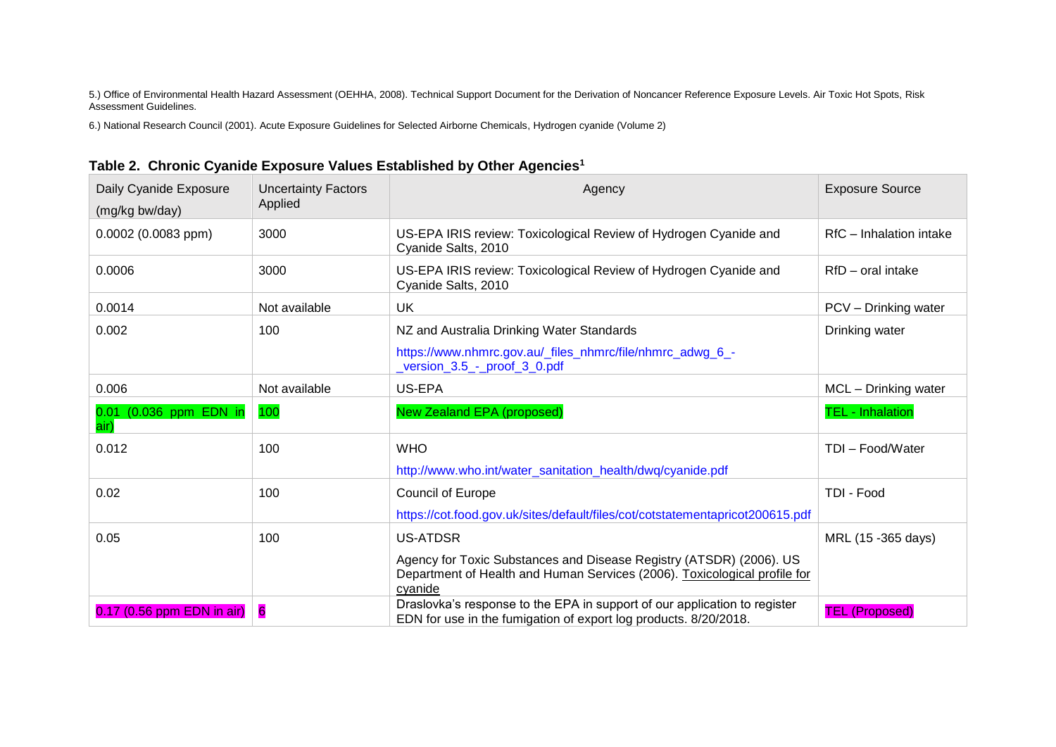5.) Office of Environmental Health Hazard Assessment (OEHHA, 2008). Technical Support Document for the Derivation of Noncancer Reference Exposure Levels. Air Toxic Hot Spots, Risk Assessment Guidelines.

6.) National Research Council (2001). Acute Exposure Guidelines for Selected Airborne Chemicals, Hydrogen cyanide (Volume 2)

**Table 2. Chronic Cyanide Exposure Values Established by Other Agencies[1]**

| Daily Cyanide Exposure (mg/kg bw/day) | Uncertainty Factors Applied | Agency | Exposure Source |
|---|---|---|---|
| 0.0002 (0.0083 ppm) | 3000 | US-EPA IRIS review: Toxicological Review of Hydrogen Cyanide and Cyanide Salts, 2010 | RfC – Inhalation intake |
| 0.0006 | 3000 | US-EPA IRIS review: Toxicological Review of Hydrogen Cyanide and Cyanide Salts, 2010 | RfD – oral intake |
| 0.0014 | Not available | UK | PCV – Drinking water |
| 0.002 | 100 | NZ and Australia Drinking Water Standards https://www.nhmrc.gov.au/_files_nhmrc/file/nhmrc_adwg_6_-_version_3.5_-_proof_3_0.pdf | Drinking water |
| 0.006 | Not available | US-EPA | MCL – Drinking water |
| 0.01 (0.036 ppm EDN in air) | 100 | New Zealand EPA (proposed) | TEL - Inhalation |
| 0.012 | 100 | WHO http://www.who.int/water_sanitation_health/dwq/cyanide.pdf | TDI – Food/Water |
| 0.02 | 100 | Council of Europe https://cot.food.gov.uk/sites/default/files/cot/cotstatementapricot200615.pdf | TDI - Food |
| 0.05 | 100 | US-ATDSR Agency for Toxic Substances and Disease Registry (ATSDR) (2006). US Department of Health and Human Services (2006). Toxicological profile for cyanide | MRL (15 -365 days) |
| 0.17 (0.56 ppm EDN in air) | 6 | Draslovka's response to the EPA in support of our application to register EDN for use in the fumigation of export log products. 8/20/2018. | TEL (Proposed) |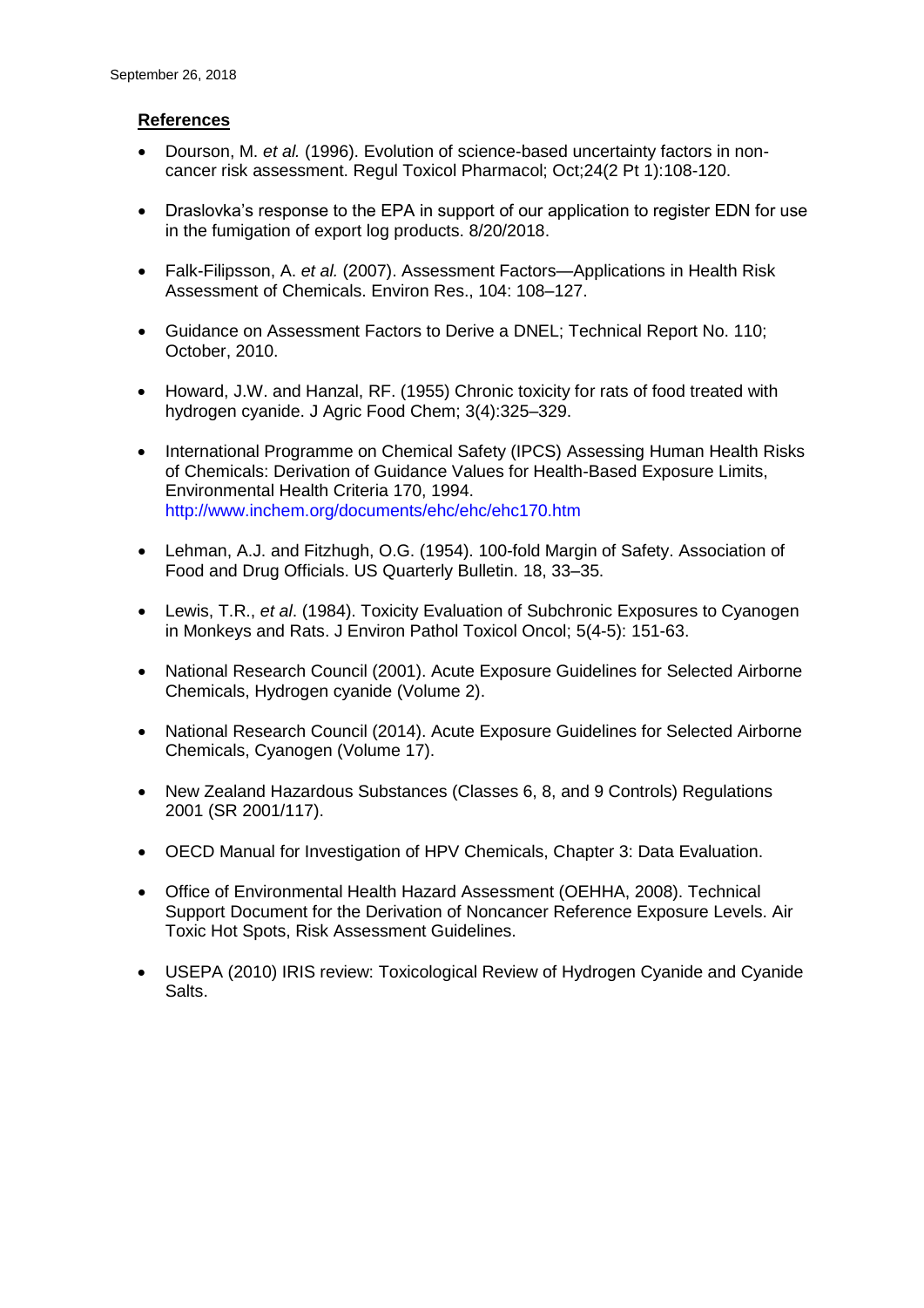## References

- Dourson, M. *et al.* (1996). Evolution of science-based uncertainty factors in non-cancer risk assessment. Regul Toxicol Pharmacol; Oct;24(2 Pt 1):108-120.
- Draslovka's response to the EPA in support of our application to register EDN for use in the fumigation of export log products. 8/20/2018.
- Falk-Filipsson, A. *et al.* (2007). Assessment Factors—Applications in Health Risk Assessment of Chemicals. Environ Res., 104: 108–127.
- Guidance on Assessment Factors to Derive a DNEL; Technical Report No. 110; October, 2010.
- Howard, J.W. and Hanzal, RF. (1955) Chronic toxicity for rats of food treated with hydrogen cyanide. J Agric Food Chem; 3(4):325–329.
- International Programme on Chemical Safety (IPCS) Assessing Human Health Risks of Chemicals: Derivation of Guidance Values for Health-Based Exposure Limits, Environmental Health Criteria 170, 1994. http://www.inchem.org/documents/ehc/ehc/ehc170.htm
- Lehman, A.J. and Fitzhugh, O.G. (1954). 100-fold Margin of Safety. Association of Food and Drug Officials. US Quarterly Bulletin. 18, 33–35.
- Lewis, T.R., *et al*. (1984). Toxicity Evaluation of Subchronic Exposures to Cyanogen in Monkeys and Rats. J Environ Pathol Toxicol Oncol; 5(4-5): 151-63.
- National Research Council (2001). Acute Exposure Guidelines for Selected Airborne Chemicals, Hydrogen cyanide (Volume 2).
- National Research Council (2014). Acute Exposure Guidelines for Selected Airborne Chemicals, Cyanogen (Volume 17).
- New Zealand Hazardous Substances (Classes 6, 8, and 9 Controls) Regulations 2001 (SR 2001/117).
- OECD Manual for Investigation of HPV Chemicals, Chapter 3: Data Evaluation.
- Office of Environmental Health Hazard Assessment (OEHHA, 2008). Technical Support Document for the Derivation of Noncancer Reference Exposure Levels. Air Toxic Hot Spots, Risk Assessment Guidelines.
- USEPA (2010) IRIS review: Toxicological Review of Hydrogen Cyanide and Cyanide Salts.